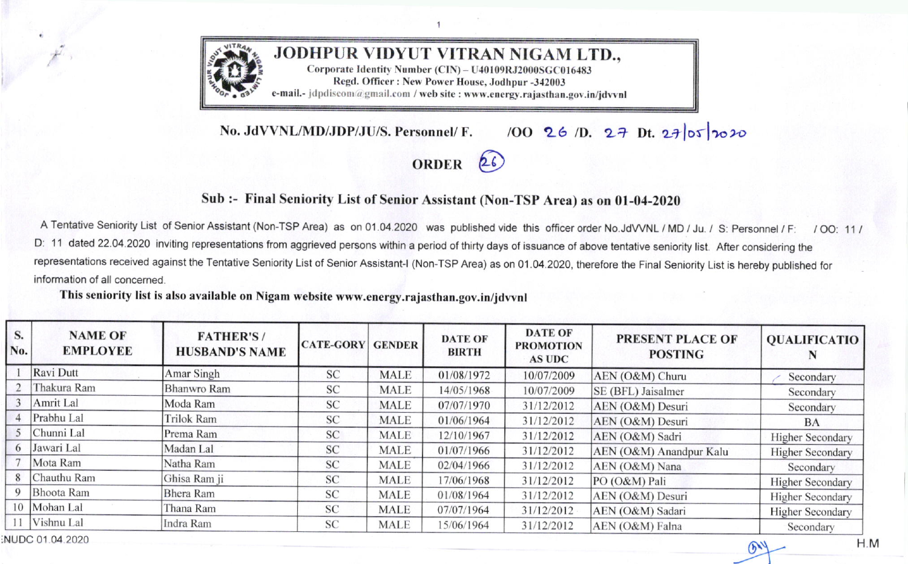# JODHPUR VIDYUT VITRAN NIGAM LTD.,

Corporate Identity Number (CIN) – U40109RJ2000SGC016483
Regd. Officer : New Power House, Jodhpur -342003
e-mail.- jdpdiscom@gmail.com / web site : www.energy.rajasthan.gov.in/jdvvnl

**No. JdVVNL/MD/JDP/JU/S. Personnel/ F. /OO 26 /D. 27 Dt. 27/05/2020**

## ORDER

(26)

### Sub :- Final Seniority List of Senior Assistant (Non-TSP Area) as on 01-04-2020

A Tentative Seniority List of Senior Assistant (Non-TSP Area) as on 01.04.2020 was published vide this officer order No.JdVVNL / MD / Ju. / S: Personnel / F: / OO: 11 / D: 11 dated 22.04.2020 inviting representations from aggrieved persons within a period of thirty days of issuance of above tentative seniority list. After considering the representations received against the Tentative Seniority List of Senior Assistant-I (Non-TSP Area) as on 01.04.2020, therefore the Final Seniority List is hereby published for information of all concerned.

**This seniority list is also available on Nigam website www.energy.rajasthan.gov.in/jdvvnl**

| S. No. | NAME OF EMPLOYEE | FATHER'S / HUSBAND'S NAME | CATE-GORY | GENDER | DATE OF BIRTH | DATE OF PROMOTION AS UDC | PRESENT PLACE OF POSTING | QUALIFICATION |
|---|---|---|---|---|---|---|---|---|
| 1 | Ravi Dutt | Amar Singh | SC | MALE | 01/08/1972 | 10/07/2009 | AEN (O&M) Churu | Secondary |
| 2 | Thakura Ram | Bhanwro Ram | SC | MALE | 14/05/1968 | 10/07/2009 | SE (BFL) Jaisalmer | Secondary |
| 3 | Amrit Lal | Moda Ram | SC | MALE | 07/07/1970 | 31/12/2012 | AEN (O&M) Desuri | Secondary |
| 4 | Prabhu Lal | Trilok Ram | SC | MALE | 01/06/1964 | 31/12/2012 | AEN (O&M) Desuri | BA |
| 5 | Chunni Lal | Prema Ram | SC | MALE | 12/10/1967 | 31/12/2012 | AEN (O&M) Sadri | Higher Secondary |
| 6 | Jawari Lal | Madan Lal | SC | MALE | 01/07/1966 | 31/12/2012 | AEN (O&M) Anandpur Kalu | Higher Secondary |
| 7 | Mota Ram | Natha Ram | SC | MALE | 02/04/1966 | 31/12/2012 | AEN (O&M) Nana | Secondary |
| 8 | Chauthu Ram | Ghisa Ram ji | SC | MALE | 17/06/1968 | 31/12/2012 | PO (O&M) Pali | Higher Secondary |
| 9 | Bhoota Ram | Bhera Ram | SC | MALE | 01/08/1964 | 31/12/2012 | AEN (O&M) Desuri | Higher Secondary |
| 10 | Mohan Lal | Thana Ram | SC | MALE | 07/07/1964 | 31/12/2012 | AEN (O&M) Sadari | Higher Secondary |
| 11 | Vishnu Lal | Indra Ram | SC | MALE | 15/06/1964 | 31/12/2012 | AEN (O&M) Falna | Secondary |

:NUDC 01.04.2020

H.M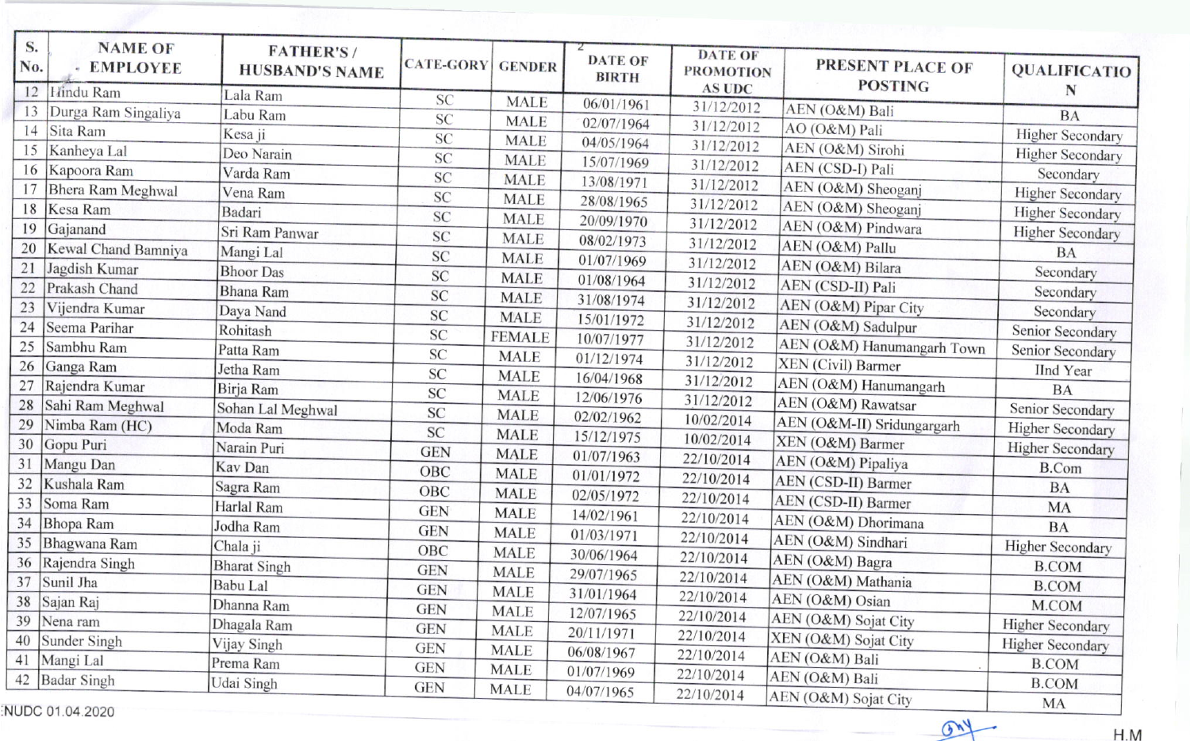| S. No. | NAME OF EMPLOYEE | FATHER'S / HUSBAND'S NAME | CATE-GORY | GENDER | DATE OF BIRTH | DATE OF PROMOTION AS UDC | PRESENT PLACE OF POSTING | QUALIFICATION |
|---|---|---|---|---|---|---|---|---|
| 12 | Hindu Ram | Lala Ram | SC | MALE | 06/01/1961 | 31/12/2012 | AEN (O&M) Bali | BA |
| 13 | Durga Ram Singaliya | Labu Ram | SC | MALE | 02/07/1964 | 31/12/2012 | AO (O&M) Pali | Higher Secondary |
| 14 | Sita Ram | Kesa ji | SC | MALE | 04/05/1964 | 31/12/2012 | AEN (O&M) Sirohi | Higher Secondary |
| 15 | Kanheya Lal | Deo Narain | SC | MALE | 15/07/1969 | 31/12/2012 | AEN (CSD-I) Pali | Secondary |
| 16 | Kapoora Ram | Varda Ram | SC | MALE | 13/08/1971 | 31/12/2012 | AEN (O&M) Sheoganj | Higher Secondary |
| 17 | Bhera Ram Meghwal | Vena Ram | SC | MALE | 28/08/1965 | 31/12/2012 | AEN (O&M) Sheoganj | Higher Secondary |
| 18 | Kesa Ram | Badari | SC | MALE | 20/09/1970 | 31/12/2012 | AEN (O&M) Pindwara | Higher Secondary |
| 19 | Gajanand | Sri Ram Panwar | SC | MALE | 08/02/1973 | 31/12/2012 | AEN (O&M) Pallu | BA |
| 20 | Kewal Chand Bamniya | Mangi Lal | SC | MALE | 01/07/1969 | 31/12/2012 | AEN (O&M) Bilara | Secondary |
| 21 | Jagdish Kumar | Bhoor Das | SC | MALE | 01/08/1964 | 31/12/2012 | AEN (CSD-II) Pali | Secondary |
| 22 | Prakash Chand | Bhana Ram | SC | MALE | 31/08/1974 | 31/12/2012 | AEN (O&M) Pipar City | Secondary |
| 23 | Vijendra Kumar | Daya Nand | SC | MALE | 15/01/1972 | 31/12/2012 | AEN (O&M) Sadulpur | Senior Secondary |
| 24 | Seema Parihar | Rohitash | SC | FEMALE | 10/07/1977 | 31/12/2012 | AEN (O&M) Hanumangarh Town | Senior Secondary |
| 25 | Sambhu Ram | Patta Ram | SC | MALE | 01/12/1974 | 31/12/2012 | XEN (Civil) Barmer | IInd Year |
| 26 | Ganga Ram | Jetha Ram | SC | MALE | 16/04/1968 | 31/12/2012 | AEN (O&M) Hanumangarh | BA |
| 27 | Rajendra Kumar | Birja Ram | SC | MALE | 12/06/1976 | 31/12/2012 | AEN (O&M) Rawatsar | Senior Secondary |
| 28 | Sahi Ram Meghwal | Sohan Lal Meghwal | SC | MALE | 02/02/1962 | 10/02/2014 | AEN (O&M-II) Sridungargarh | Higher Secondary |
| 29 | Nimba Ram (HC) | Moda Ram | SC | MALE | 15/12/1975 | 10/02/2014 | XEN (O&M) Barmer | Higher Secondary |
| 30 | Gopu Puri | Narain Puri | GEN | MALE | 01/07/1963 | 22/10/2014 | AEN (O&M) Pipaliya | B.Com |
| 31 | Mangu Dan | Kav Dan | OBC | MALE | 01/01/1972 | 22/10/2014 | AEN (CSD-II) Barmer | BA |
| 32 | Kushala Ram | Sagra Ram | OBC | MALE | 02/05/1972 | 22/10/2014 | AEN (CSD-II) Barmer | MA |
| 33 | Soma Ram | Harlal Ram | GEN | MALE | 14/02/1961 | 22/10/2014 | AEN (O&M) Dhorimana | BA |
| 34 | Bhopa Ram | Jodha Ram | GEN | MALE | 01/03/1971 | 22/10/2014 | AEN (O&M) Sindhari | Higher Secondary |
| 35 | Bhagwana Ram | Chala ji | OBC | MALE | 30/06/1964 | 22/10/2014 | AEN (O&M) Bagra | B.COM |
| 36 | Rajendra Singh | Bharat Singh | GEN | MALE | 29/07/1965 | 22/10/2014 | AEN (O&M) Mathania | B.COM |
| 37 | Sunil Jha | Babu Lal | GEN | MALE | 31/01/1964 | 22/10/2014 | AEN (O&M) Osian | M.COM |
| 38 | Sajan Raj | Dhanna Ram | GEN | MALE | 12/07/1965 | 22/10/2014 | AEN (O&M) Sojat City | Higher Secondary |
| 39 | Nena ram | Dhagala Ram | GEN | MALE | 20/11/1971 | 22/10/2014 | XEN (O&M) Sojat City | Higher Secondary |
| 40 | Sunder Singh | Vijay Singh | GEN | MALE | 06/08/1967 | 22/10/2014 | AEN (O&M) Bali | B.COM |
| 41 | Mangi Lal | Prema Ram | GEN | MALE | 01/07/1969 | 22/10/2014 | AEN (O&M) Bali | B.COM |
| 42 | Badar Singh | Udai Singh | GEN | MALE | 04/07/1965 | 22/10/2014 | AEN (O&M) Sojat City | MA |

:NUDC 01.04.2020

H.M